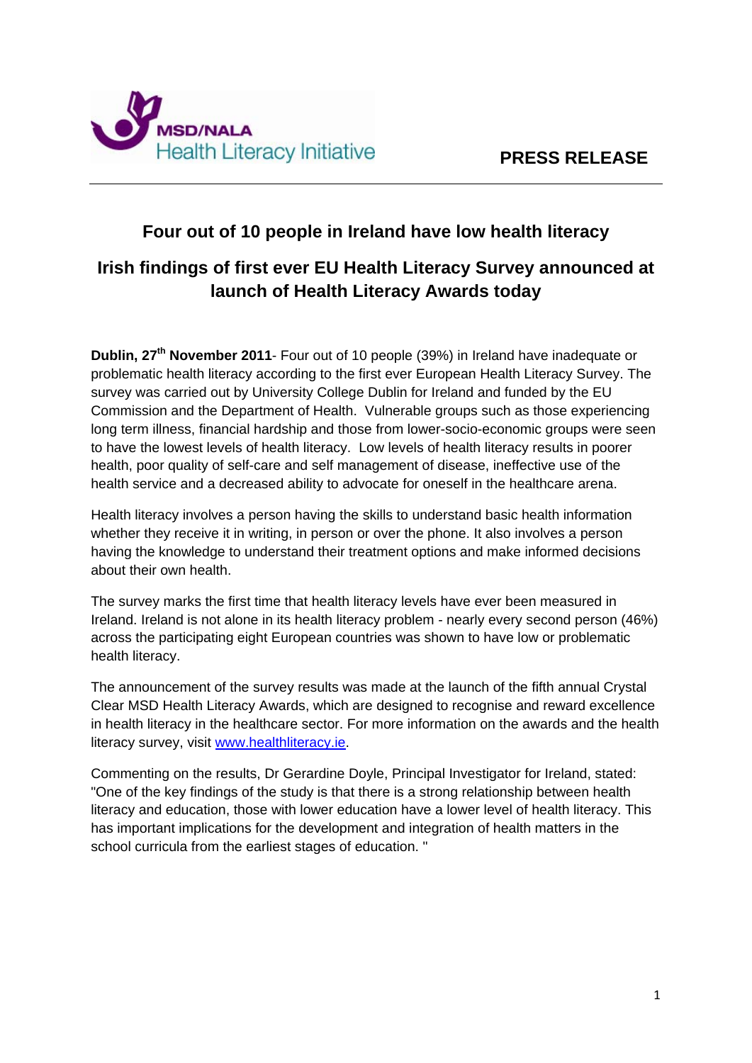MSD/NALA
Health Literacy Initiative

**PRESS RELEASE**

---

## Four out of 10 people in Ireland have low health literacy

## Irish findings of first ever EU Health Literacy Survey announced at launch of Health Literacy Awards today

**Dublin, 27th November 2011**- Four out of 10 people (39%) in Ireland have inadequate or problematic health literacy according to the first ever European Health Literacy Survey. The survey was carried out by University College Dublin for Ireland and funded by the EU Commission and the Department of Health. Vulnerable groups such as those experiencing long term illness, financial hardship and those from lower-socio-economic groups were seen to have the lowest levels of health literacy. Low levels of health literacy results in poorer health, poor quality of self-care and self management of disease, ineffective use of the health service and a decreased ability to advocate for oneself in the healthcare arena.

Health literacy involves a person having the skills to understand basic health information whether they receive it in writing, in person or over the phone. It also involves a person having the knowledge to understand their treatment options and make informed decisions about their own health.

The survey marks the first time that health literacy levels have ever been measured in Ireland. Ireland is not alone in its health literacy problem - nearly every second person (46%) across the participating eight European countries was shown to have low or problematic health literacy.

The announcement of the survey results was made at the launch of the fifth annual Crystal Clear MSD Health Literacy Awards, which are designed to recognise and reward excellence in health literacy in the healthcare sector. For more information on the awards and the health literacy survey, visit www.healthliteracy.ie.

Commenting on the results, Dr Gerardine Doyle, Principal Investigator for Ireland, stated: "One of the key findings of the study is that there is a strong relationship between health literacy and education, those with lower education have a lower level of health literacy. This has important implications for the development and integration of health matters in the school curricula from the earliest stages of education. "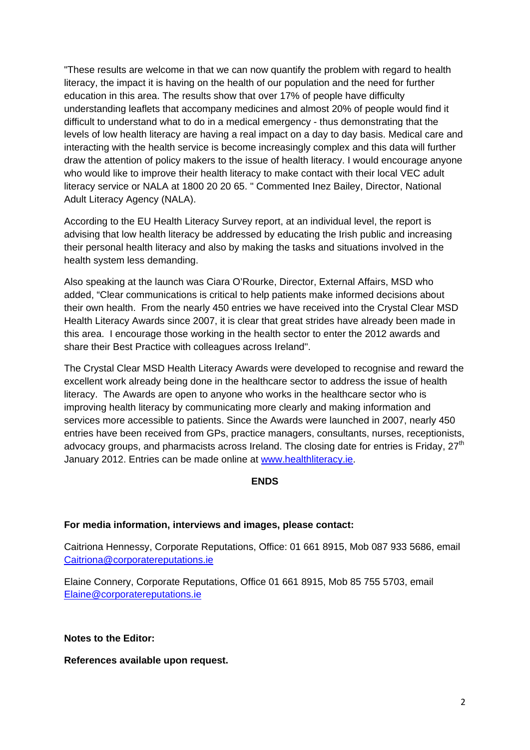"These results are welcome in that we can now quantify the problem with regard to health literacy, the impact it is having on the health of our population and the need for further education in this area. The results show that over 17% of people have difficulty understanding leaflets that accompany medicines and almost 20% of people would find it difficult to understand what to do in a medical emergency - thus demonstrating that the levels of low health literacy are having a real impact on a day to day basis. Medical care and interacting with the health service is become increasingly complex and this data will further draw the attention of policy makers to the issue of health literacy. I would encourage anyone who would like to improve their health literacy to make contact with their local VEC adult literacy service or NALA at 1800 20 20 65. " Commented Inez Bailey, Director, National Adult Literacy Agency (NALA).

According to the EU Health Literacy Survey report, at an individual level, the report is advising that low health literacy be addressed by educating the Irish public and increasing their personal health literacy and also by making the tasks and situations involved in the health system less demanding.

Also speaking at the launch was Ciara O'Rourke, Director, External Affairs, MSD who added, "Clear communications is critical to help patients make informed decisions about their own health. From the nearly 450 entries we have received into the Crystal Clear MSD Health Literacy Awards since 2007, it is clear that great strides have already been made in this area. I encourage those working in the health sector to enter the 2012 awards and share their Best Practice with colleagues across Ireland".

The Crystal Clear MSD Health Literacy Awards were developed to recognise and reward the excellent work already being done in the healthcare sector to address the issue of health literacy. The Awards are open to anyone who works in the healthcare sector who is improving health literacy by communicating more clearly and making information and services more accessible to patients. Since the Awards were launched in 2007, nearly 450 entries have been received from GPs, practice managers, consultants, nurses, receptionists, advocacy groups, and pharmacists across Ireland. The closing date for entries is Friday, 27th January 2012. Entries can be made online at www.healthliteracy.ie.

**ENDS**

**For media information, interviews and images, please contact:**

Caitriona Hennessy, Corporate Reputations, Office: 01 661 8915, Mob 087 933 5686, email Caitriona@corporatereputations.ie

Elaine Connery, Corporate Reputations, Office 01 661 8915, Mob 85 755 5703, email Elaine@corporatereputations.ie

**Notes to the Editor:**

**References available upon request.**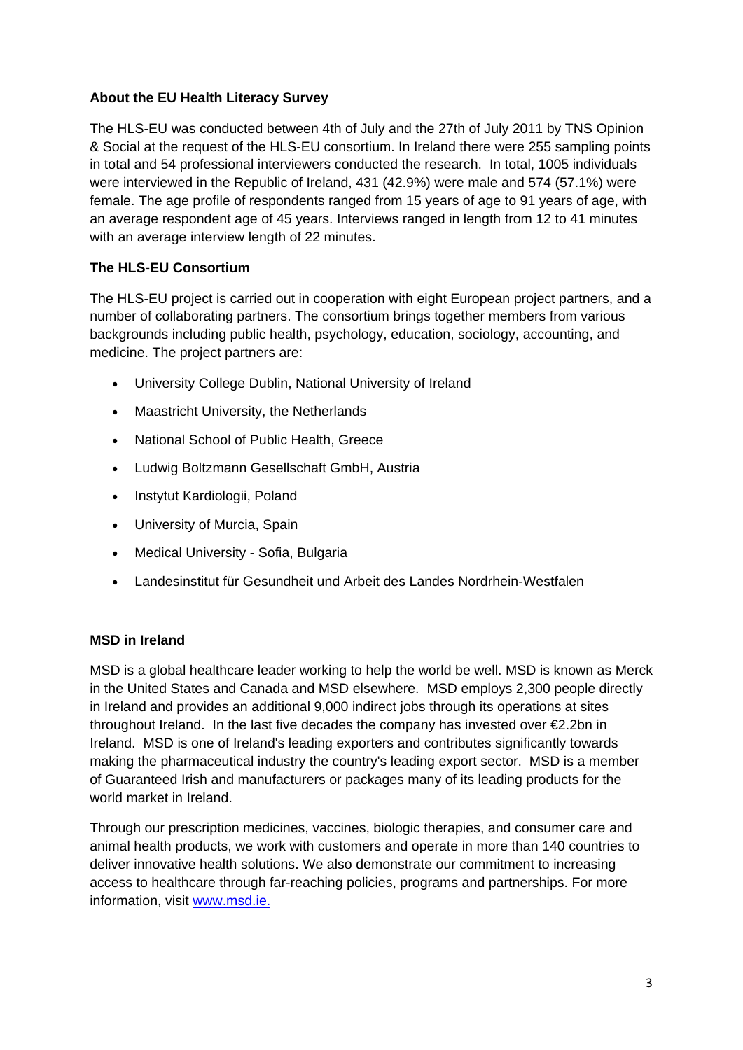**About the EU Health Literacy Survey**

The HLS-EU was conducted between 4th of July and the 27th of July 2011 by TNS Opinion & Social at the request of the HLS-EU consortium. In Ireland there were 255 sampling points in total and 54 professional interviewers conducted the research. In total, 1005 individuals were interviewed in the Republic of Ireland, 431 (42.9%) were male and 574 (57.1%) were female. The age profile of respondents ranged from 15 years of age to 91 years of age, with an average respondent age of 45 years. Interviews ranged in length from 12 to 41 minutes with an average interview length of 22 minutes.

**The HLS-EU Consortium**

The HLS-EU project is carried out in cooperation with eight European project partners, and a number of collaborating partners. The consortium brings together members from various backgrounds including public health, psychology, education, sociology, accounting, and medicine. The project partners are:

- University College Dublin, National University of Ireland
- Maastricht University, the Netherlands
- National School of Public Health, Greece
- Ludwig Boltzmann Gesellschaft GmbH, Austria
- Instytut Kardiologii, Poland
- University of Murcia, Spain
- Medical University - Sofia, Bulgaria
- Landesinstitut für Gesundheit und Arbeit des Landes Nordrhein-Westfalen

**MSD in Ireland**

MSD is a global healthcare leader working to help the world be well. MSD is known as Merck in the United States and Canada and MSD elsewhere. MSD employs 2,300 people directly in Ireland and provides an additional 9,000 indirect jobs through its operations at sites throughout Ireland. In the last five decades the company has invested over €2.2bn in Ireland. MSD is one of Ireland's leading exporters and contributes significantly towards making the pharmaceutical industry the country's leading export sector. MSD is a member of Guaranteed Irish and manufacturers or packages many of its leading products for the world market in Ireland.

Through our prescription medicines, vaccines, biologic therapies, and consumer care and animal health products, we work with customers and operate in more than 140 countries to deliver innovative health solutions. We also demonstrate our commitment to increasing access to healthcare through far-reaching policies, programs and partnerships. For more information, visit [www.msd.ie.](http://www.msd.ie)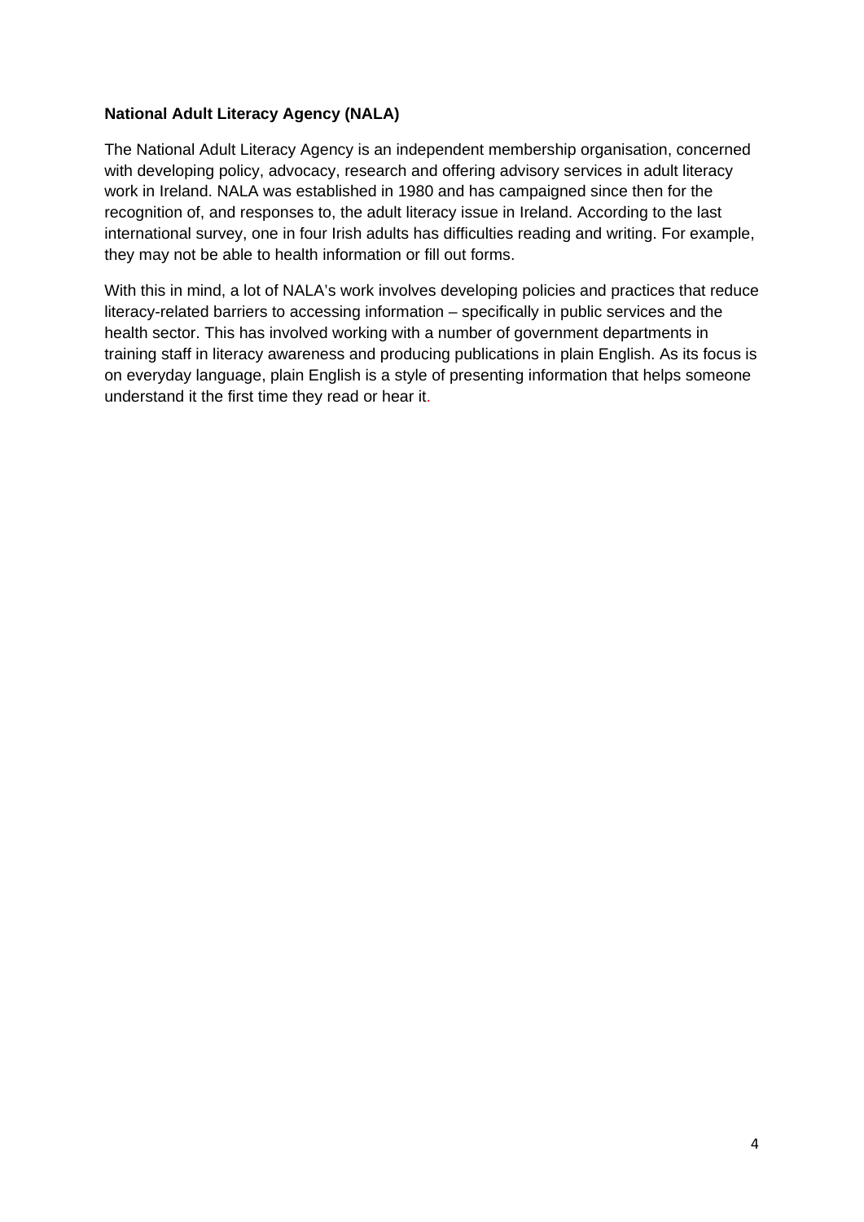**National Adult Literacy Agency (NALA)**

The National Adult Literacy Agency is an independent membership organisation, concerned with developing policy, advocacy, research and offering advisory services in adult literacy work in Ireland. NALA was established in 1980 and has campaigned since then for the recognition of, and responses to, the adult literacy issue in Ireland. According to the last international survey, one in four Irish adults has difficulties reading and writing. For example, they may not be able to health information or fill out forms.

With this in mind, a lot of NALA's work involves developing policies and practices that reduce literacy-related barriers to accessing information – specifically in public services and the health sector. This has involved working with a number of government departments in training staff in literacy awareness and producing publications in plain English. As its focus is on everyday language, plain English is a style of presenting information that helps someone understand it the first time they read or hear it.